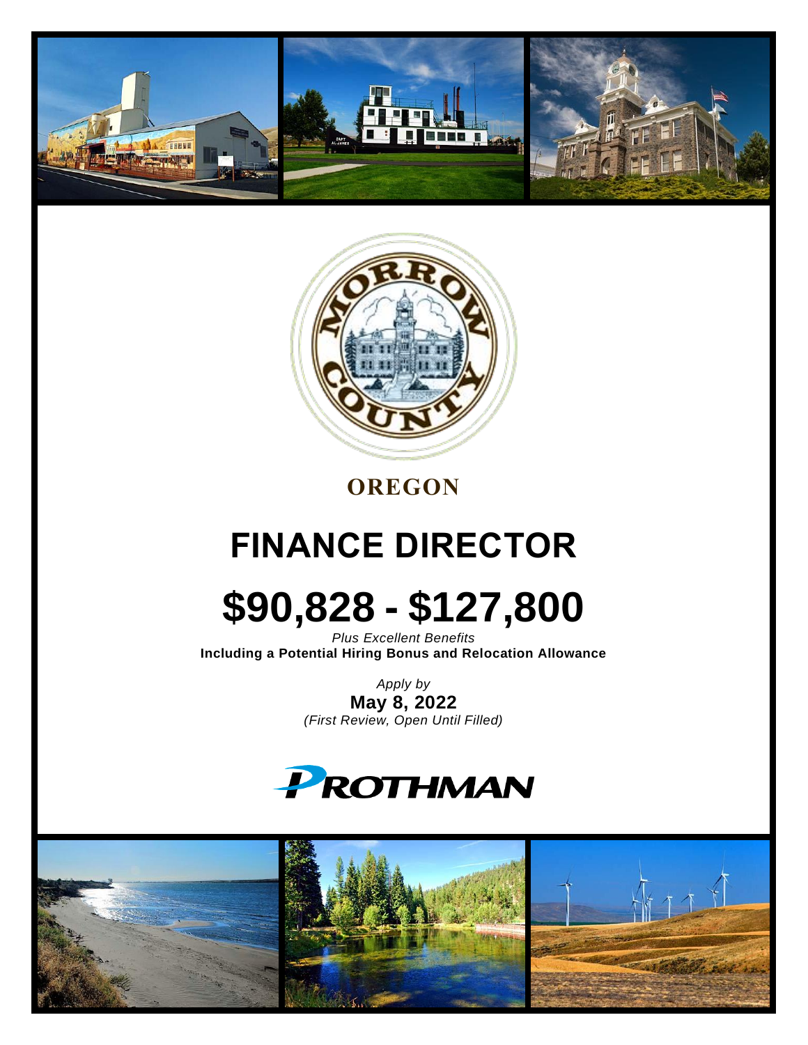OREGON

# FINANCE DIRECTOR

# $90,828 - $127,800

*Plus Excellent Benefits*

**Including a Potential Hiring Bonus and Relocation Allowance**

*Apply by*

**May 8, 2022**

*(First Review, Open Until Filled)*

PROTHMAN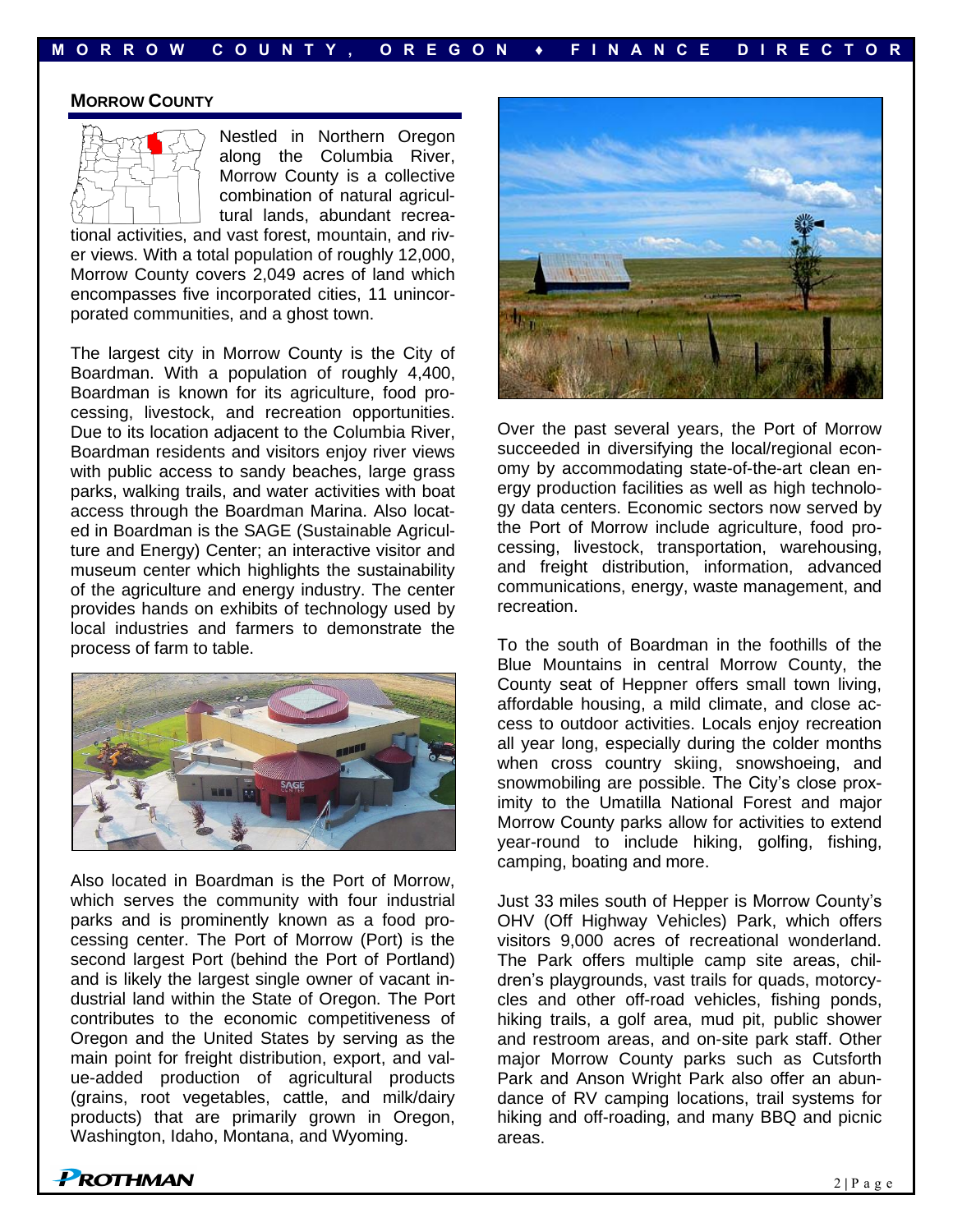## MORROW COUNTY

Nestled in Northern Oregon along the Columbia River, Morrow County is a collective combination of natural agricultural lands, abundant recreational activities, and vast forest, mountain, and river views. With a total population of roughly 12,000, Morrow County covers 2,049 acres of land which encompasses five incorporated cities, 11 unincorporated communities, and a ghost town.

The largest city in Morrow County is the City of Boardman. With a population of roughly 4,400, Boardman is known for its agriculture, food processing, livestock, and recreation opportunities. Due to its location adjacent to the Columbia River, Boardman residents and visitors enjoy river views with public access to sandy beaches, large grass parks, walking trails, and water activities with boat access through the Boardman Marina. Also located in Boardman is the SAGE (Sustainable Agriculture and Energy) Center; an interactive visitor and museum center which highlights the sustainability of the agriculture and energy industry. The center provides hands on exhibits of technology used by local industries and farmers to demonstrate the process of farm to table.

Also located in Boardman is the Port of Morrow, which serves the community with four industrial parks and is prominently known as a food processing center. The Port of Morrow (Port) is the second largest Port (behind the Port of Portland) and is likely the largest single owner of vacant industrial land within the State of Oregon. The Port contributes to the economic competitiveness of Oregon and the United States by serving as the main point for freight distribution, export, and value-added production of agricultural products (grains, root vegetables, cattle, and milk/dairy products) that are primarily grown in Oregon, Washington, Idaho, Montana, and Wyoming.

Over the past several years, the Port of Morrow succeeded in diversifying the local/regional economy by accommodating state-of-the-art clean energy production facilities as well as high technology data centers. Economic sectors now served by the Port of Morrow include agriculture, food processing, livestock, transportation, warehousing, and freight distribution, information, advanced communications, energy, waste management, and recreation.

To the south of Boardman in the foothills of the Blue Mountains in central Morrow County, the County seat of Heppner offers small town living, affordable housing, a mild climate, and close access to outdoor activities. Locals enjoy recreation all year long, especially during the colder months when cross country skiing, snowshoeing, and snowmobiling are possible. The City's close proximity to the Umatilla National Forest and major Morrow County parks allow for activities to extend year-round to include hiking, golfing, fishing, camping, boating and more.

Just 33 miles south of Hepper is Morrow County's OHV (Off Highway Vehicles) Park, which offers visitors 9,000 acres of recreational wonderland. The Park offers multiple camp site areas, children's playgrounds, vast trails for quads, motorcycles and other off-road vehicles, fishing ponds, hiking trails, a golf area, mud pit, public shower and restroom areas, and on-site park staff. Other major Morrow County parks such as Cutsforth Park and Anson Wright Park also offer an abundance of RV camping locations, trail systems for hiking and off-roading, and many BBQ and picnic areas.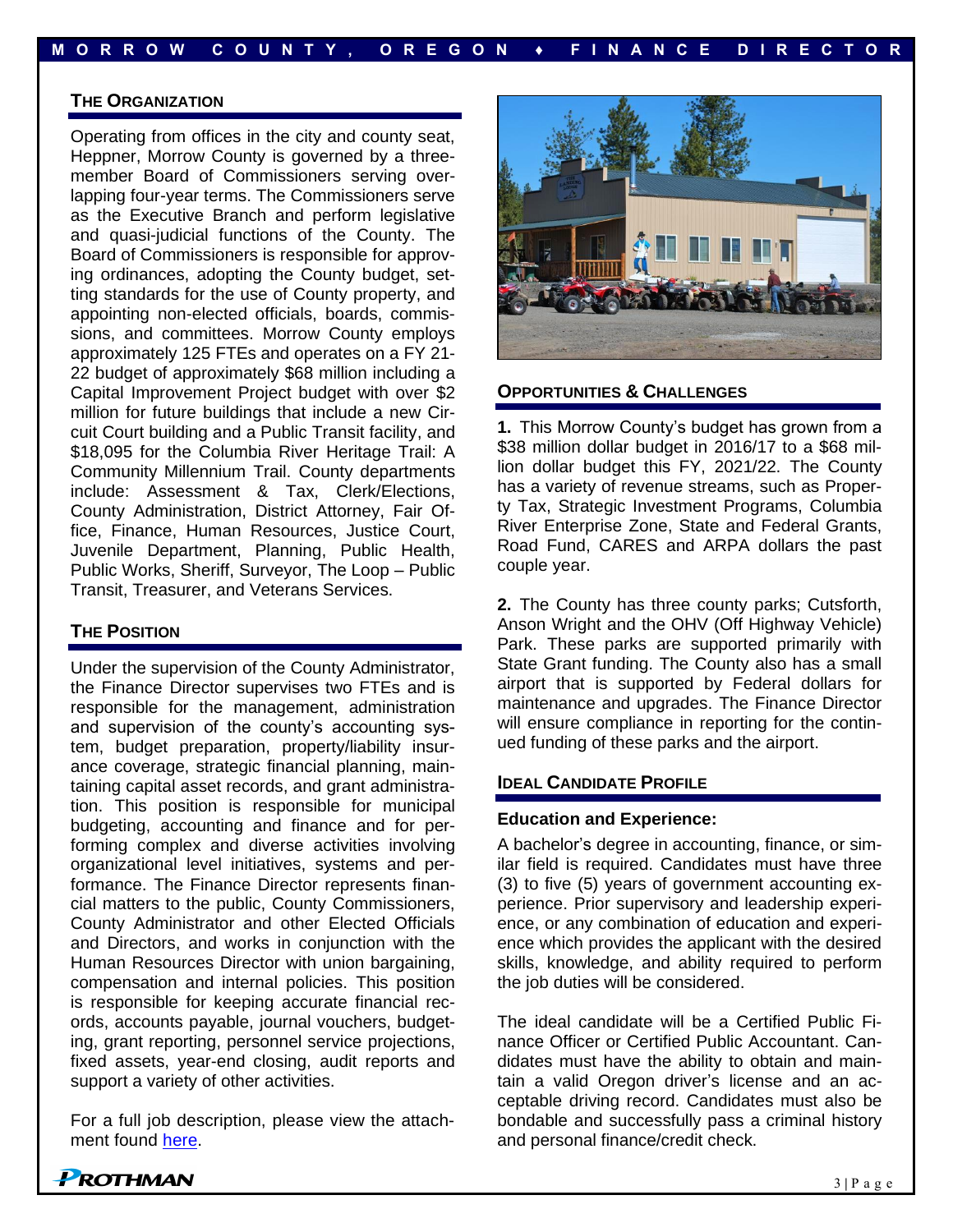## The Organization

Operating from offices in the city and county seat, Heppner, Morrow County is governed by a three-member Board of Commissioners serving overlapping four-year terms. The Commissioners serve as the Executive Branch and perform legislative and quasi-judicial functions of the County. The Board of Commissioners is responsible for approving ordinances, adopting the County budget, setting standards for the use of County property, and appointing non-elected officials, boards, commissions, and committees. Morrow County employs approximately 125 FTEs and operates on a FY 21-22 budget of approximately $68 million including a Capital Improvement Project budget with over $2 million for future buildings that include a new Circuit Court building and a Public Transit facility, and $18,095 for the Columbia River Heritage Trail: A Community Millennium Trail. County departments include: Assessment & Tax, Clerk/Elections, County Administration, District Attorney, Fair Office, Finance, Human Resources, Justice Court, Juvenile Department, Planning, Public Health, Public Works, Sheriff, Surveyor, The Loop – Public Transit, Treasurer, and Veterans Services.

## The Position

Under the supervision of the County Administrator, the Finance Director supervises two FTEs and is responsible for the management, administration and supervision of the county's accounting system, budget preparation, property/liability insurance coverage, strategic financial planning, maintaining capital asset records, and grant administration. This position is responsible for municipal budgeting, accounting and finance and for performing complex and diverse activities involving organizational level initiatives, systems and performance. The Finance Director represents financial matters to the public, County Commissioners, County Administrator and other Elected Officials and Directors, and works in conjunction with the Human Resources Director with union bargaining, compensation and internal policies. This position is responsible for keeping accurate financial records, accounts payable, journal vouchers, budgeting, grant reporting, personnel service projections, fixed assets, year-end closing, audit reports and support a variety of other activities.

For a full job description, please view the attachment found here.

## Opportunities & Challenges

**1.** This Morrow County's budget has grown from a $38 million dollar budget in 2016/17 to a $68 million dollar budget this FY, 2021/22. The County has a variety of revenue streams, such as Property Tax, Strategic Investment Programs, Columbia River Enterprise Zone, State and Federal Grants, Road Fund, CARES and ARPA dollars the past couple year.

**2.** The County has three county parks; Cutsforth, Anson Wright and the OHV (Off Highway Vehicle) Park. These parks are supported primarily with State Grant funding. The County also has a small airport that is supported by Federal dollars for maintenance and upgrades. The Finance Director will ensure compliance in reporting for the continued funding of these parks and the airport.

## Ideal Candidate Profile

### Education and Experience:

A bachelor's degree in accounting, finance, or similar field is required. Candidates must have three (3) to five (5) years of government accounting experience. Prior supervisory and leadership experience, or any combination of education and experience which provides the applicant with the desired skills, knowledge, and ability required to perform the job duties will be considered.

The ideal candidate will be a Certified Public Finance Officer or Certified Public Accountant. Candidates must have the ability to obtain and maintain a valid Oregon driver's license and an acceptable driving record. Candidates must also be bondable and successfully pass a criminal history and personal finance/credit check.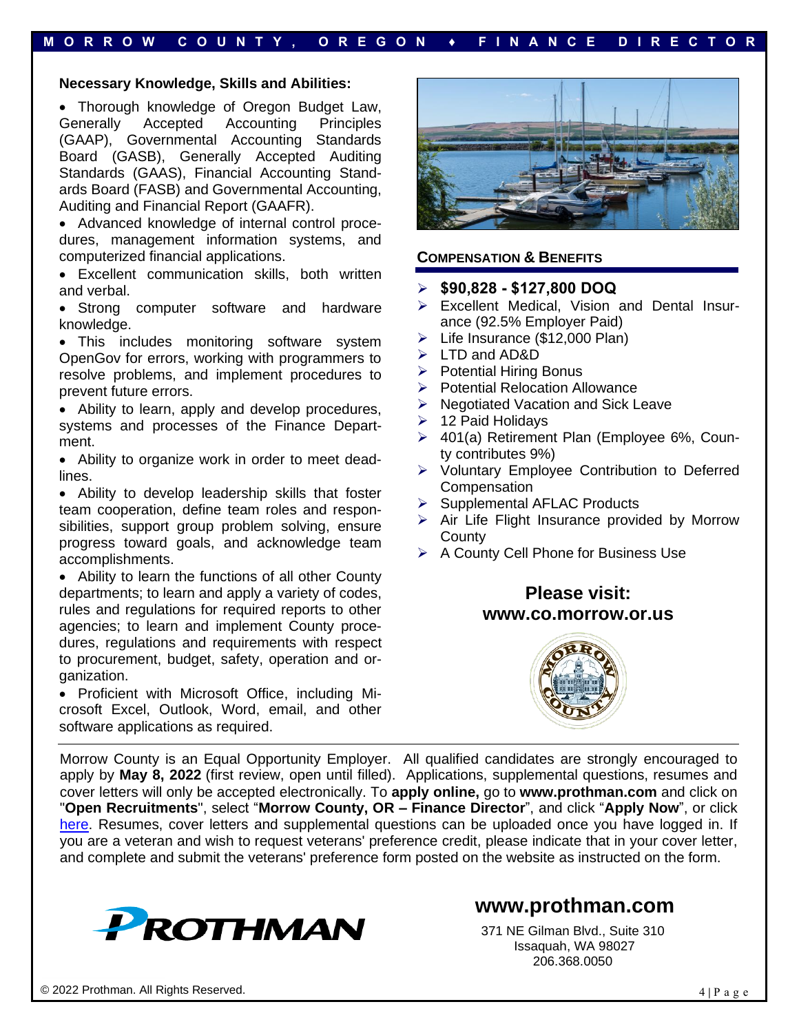**Necessary Knowledge, Skills and Abilities:**

- Thorough knowledge of Oregon Budget Law, Generally Accepted Accounting Principles (GAAP), Governmental Accounting Standards Board (GASB), Generally Accepted Auditing Standards (GAAS), Financial Accounting Standards Board (FASB) and Governmental Accounting, Auditing and Financial Report (GAAFR).
- Advanced knowledge of internal control procedures, management information systems, and computerized financial applications.
- Excellent communication skills, both written and verbal.
- Strong computer software and hardware knowledge.
- This includes monitoring software system OpenGov for errors, working with programmers to resolve problems, and implement procedures to prevent future errors.
- Ability to learn, apply and develop procedures, systems and processes of the Finance Department.
- Ability to organize work in order to meet deadlines.
- Ability to develop leadership skills that foster team cooperation, define team roles and responsibilities, support group problem solving, ensure progress toward goals, and acknowledge team accomplishments.
- Ability to learn the functions of all other County departments; to learn and apply a variety of codes, rules and regulations for required reports to other agencies; to learn and implement County procedures, regulations and requirements with respect to procurement, budget, safety, operation and organization.
- Proficient with Microsoft Office, including Microsoft Excel, Outlook, Word, email, and other software applications as required.

## COMPENSATION & BENEFITS

- **$90,828 - $127,800 DOQ**
- Excellent Medical, Vision and Dental Insurance (92.5% Employer Paid)
- Life Insurance ($12,000 Plan)
- LTD and AD&D
- Potential Hiring Bonus
- Potential Relocation Allowance
- Negotiated Vacation and Sick Leave
- 12 Paid Holidays
- 401(a) Retirement Plan (Employee 6%, County contributes 9%)
- Voluntary Employee Contribution to Deferred Compensation
- Supplemental AFLAC Products
- Air Life Flight Insurance provided by Morrow County
- A County Cell Phone for Business Use

**Please visit:**
**www.co.morrow.or.us**

Morrow County is an Equal Opportunity Employer. All qualified candidates are strongly encouraged to apply by **May 8, 2022** (first review, open until filled). Applications, supplemental questions, resumes and cover letters will only be accepted electronically. To **apply online,** go to **www.prothman.com** and click on "**Open Recruitments**", select "**Morrow County, OR – Finance Director**", and click "**Apply Now**", or click here. Resumes, cover letters and supplemental questions can be uploaded once you have logged in. If you are a veteran and wish to request veterans' preference credit, please indicate that in your cover letter, and complete and submit the veterans' preference form posted on the website as instructed on the form.

PROTHMAN

**www.prothman.com**

371 NE Gilman Blvd., Suite 310
Issaquah, WA 98027
206.368.0050

© 2022 Prothman. All Rights Reserved.